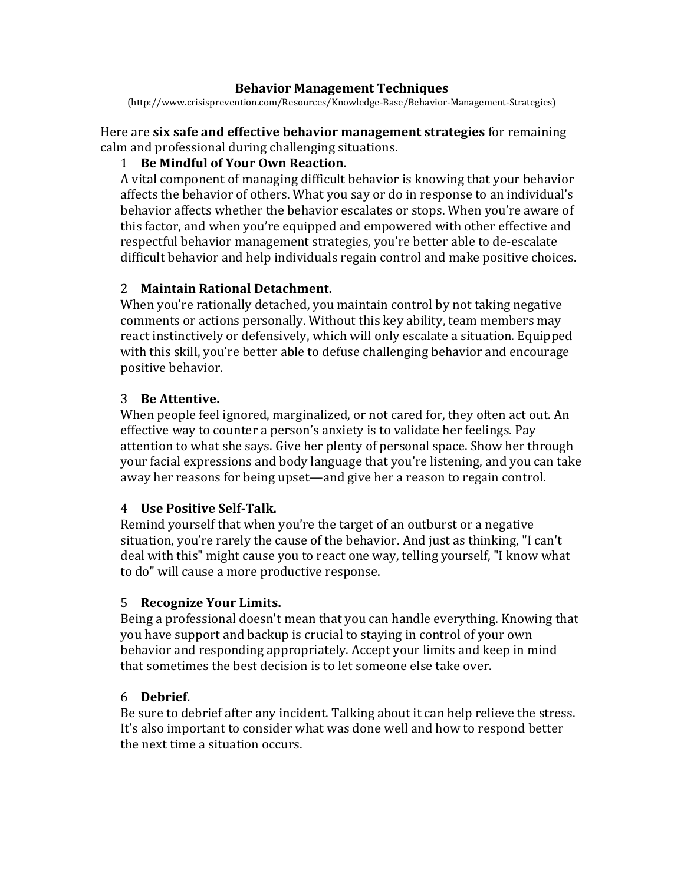# Behavior Management Techniques

(http://www.crisisprevention.com/Resources/Knowledge-Base/Behavior-Management-Strategies)

Here are **six safe and effective behavior management strategies** for remaining calm and professional during challenging situations.

1 **Be Mindful of Your Own Reaction.**
A vital component of managing difficult behavior is knowing that your behavior affects the behavior of others. What you say or do in response to an individual's behavior affects whether the behavior escalates or stops. When you're aware of this factor, and when you're equipped and empowered with other effective and respectful behavior management strategies, you're better able to de-escalate difficult behavior and help individuals regain control and make positive choices.

2 **Maintain Rational Detachment.**
When you're rationally detached, you maintain control by not taking negative comments or actions personally. Without this key ability, team members may react instinctively or defensively, which will only escalate a situation. Equipped with this skill, you're better able to defuse challenging behavior and encourage positive behavior.

3 **Be Attentive.**
When people feel ignored, marginalized, or not cared for, they often act out. An effective way to counter a person's anxiety is to validate her feelings. Pay attention to what she says. Give her plenty of personal space. Show her through your facial expressions and body language that you're listening, and you can take away her reasons for being upset—and give her a reason to regain control.

4 **Use Positive Self-Talk.**
Remind yourself that when you're the target of an outburst or a negative situation, you're rarely the cause of the behavior. And just as thinking, "I can't deal with this" might cause you to react one way, telling yourself, "I know what to do" will cause a more productive response.

5 **Recognize Your Limits.**
Being a professional doesn't mean that you can handle everything. Knowing that you have support and backup is crucial to staying in control of your own behavior and responding appropriately. Accept your limits and keep in mind that sometimes the best decision is to let someone else take over.

6 **Debrief.**
Be sure to debrief after any incident. Talking about it can help relieve the stress. It's also important to consider what was done well and how to respond better the next time a situation occurs.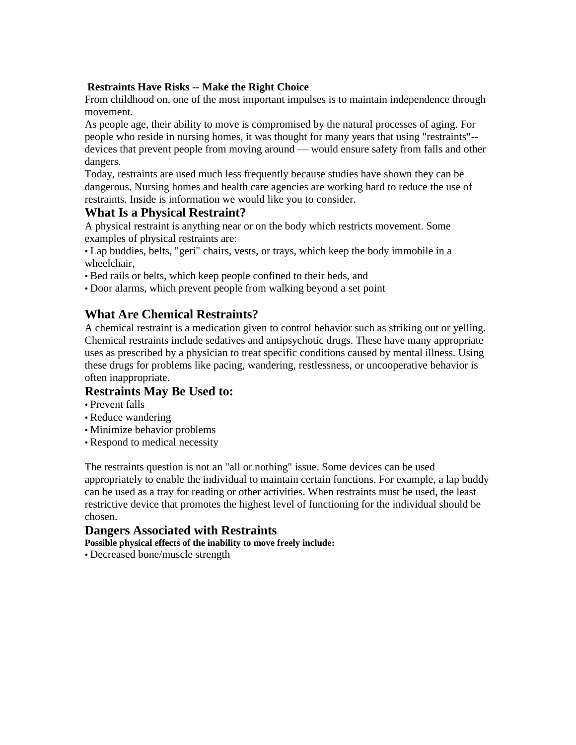**Restraints Have Risks -- Make the Right Choice**

From childhood on, one of the most important impulses is to maintain independence through movement.

As people age, their ability to move is compromised by the natural processes of aging. For people who reside in nursing homes, it was thought for many years that using "restraints"-- devices that prevent people from moving around — would ensure safety from falls and other dangers.

Today, restraints are used much less frequently because studies have shown they can be dangerous. Nursing homes and health care agencies are working hard to reduce the use of restraints. Inside is information we would like you to consider.

## What Is a Physical Restraint?

A physical restraint is anything near or on the body which restricts movement. Some examples of physical restraints are:

- Lap buddies, belts, "geri" chairs, vests, or trays, which keep the body immobile in a wheelchair,
- Bed rails or belts, which keep people confined to their beds, and
- Door alarms, which prevent people from walking beyond a set point

## What Are Chemical Restraints?

A chemical restraint is a medication given to control behavior such as striking out or yelling. Chemical restraints include sedatives and antipsychotic drugs. These have many appropriate uses as prescribed by a physician to treat specific conditions caused by mental illness. Using these drugs for problems like pacing, wandering, restlessness, or uncooperative behavior is often inappropriate.

## Restraints May Be Used to:

- Prevent falls
- Reduce wandering
- Minimize behavior problems
- Respond to medical necessity

The restraints question is not an "all or nothing" issue. Some devices can be used appropriately to enable the individual to maintain certain functions. For example, a lap buddy can be used as a tray for reading or other activities. When restraints must be used, the least restrictive device that promotes the highest level of functioning for the individual should be chosen.

## Dangers Associated with Restraints

**Possible physical effects of the inability to move freely include:**

- Decreased bone/muscle strength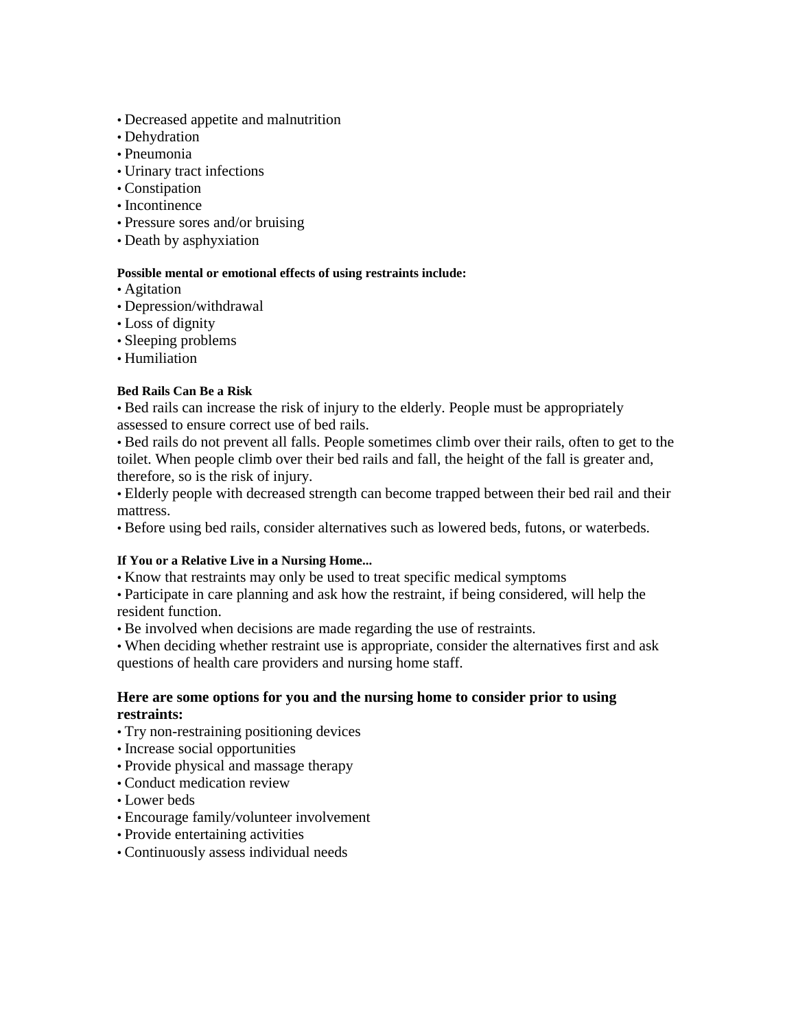- Decreased appetite and malnutrition
- Dehydration
- Pneumonia
- Urinary tract infections
- Constipation
- Incontinence
- Pressure sores and/or bruising
- Death by asphyxiation

**Possible mental or emotional effects of using restraints include:**

- Agitation
- Depression/withdrawal
- Loss of dignity
- Sleeping problems
- Humiliation

**Bed Rails Can Be a Risk**

- Bed rails can increase the risk of injury to the elderly. People must be appropriately assessed to ensure correct use of bed rails.
- Bed rails do not prevent all falls. People sometimes climb over their rails, often to get to the toilet. When people climb over their bed rails and fall, the height of the fall is greater and, therefore, so is the risk of injury.
- Elderly people with decreased strength can become trapped between their bed rail and their mattress.
- Before using bed rails, consider alternatives such as lowered beds, futons, or waterbeds.

**If You or a Relative Live in a Nursing Home...**

- Know that restraints may only be used to treat specific medical symptoms
- Participate in care planning and ask how the restraint, if being considered, will help the resident function.
- Be involved when decisions are made regarding the use of restraints.
- When deciding whether restraint use is appropriate, consider the alternatives first and ask questions of health care providers and nursing home staff.

### Here are some options for you and the nursing home to consider prior to using restraints:

- Try non-restraining positioning devices
- Increase social opportunities
- Provide physical and massage therapy
- Conduct medication review
- Lower beds
- Encourage family/volunteer involvement
- Provide entertaining activities
- Continuously assess individual needs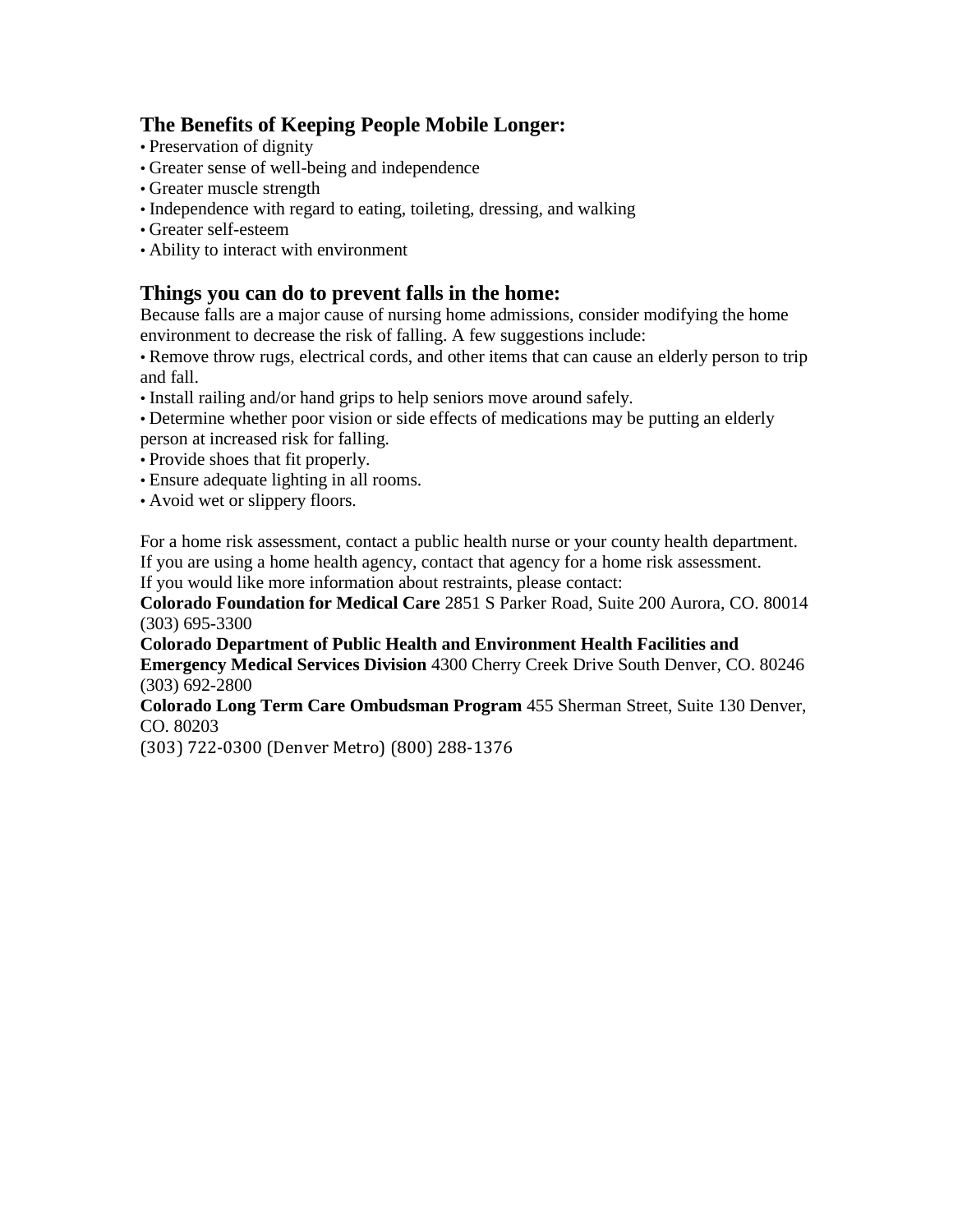## The Benefits of Keeping People Mobile Longer:

- Preservation of dignity
- Greater sense of well-being and independence
- Greater muscle strength
- Independence with regard to eating, toileting, dressing, and walking
- Greater self-esteem
- Ability to interact with environment

## Things you can do to prevent falls in the home:

Because falls are a major cause of nursing home admissions, consider modifying the home environment to decrease the risk of falling. A few suggestions include:

- Remove throw rugs, electrical cords, and other items that can cause an elderly person to trip and fall.
- Install railing and/or hand grips to help seniors move around safely.
- Determine whether poor vision or side effects of medications may be putting an elderly person at increased risk for falling.
- Provide shoes that fit properly.
- Ensure adequate lighting in all rooms.
- Avoid wet or slippery floors.

For a home risk assessment, contact a public health nurse or your county health department. If you are using a home health agency, contact that agency for a home risk assessment.
If you would like more information about restraints, please contact:

**Colorado Foundation for Medical Care** 2851 S Parker Road, Suite 200 Aurora, CO. 80014
(303) 695-3300

**Colorado Department of Public Health and Environment Health Facilities and Emergency Medical Services Division** 4300 Cherry Creek Drive South Denver, CO. 80246
(303) 692-2800

**Colorado Long Term Care Ombudsman Program** 455 Sherman Street, Suite 130 Denver, CO. 80203
(303) 722-0300 (Denver Metro) (800) 288-1376